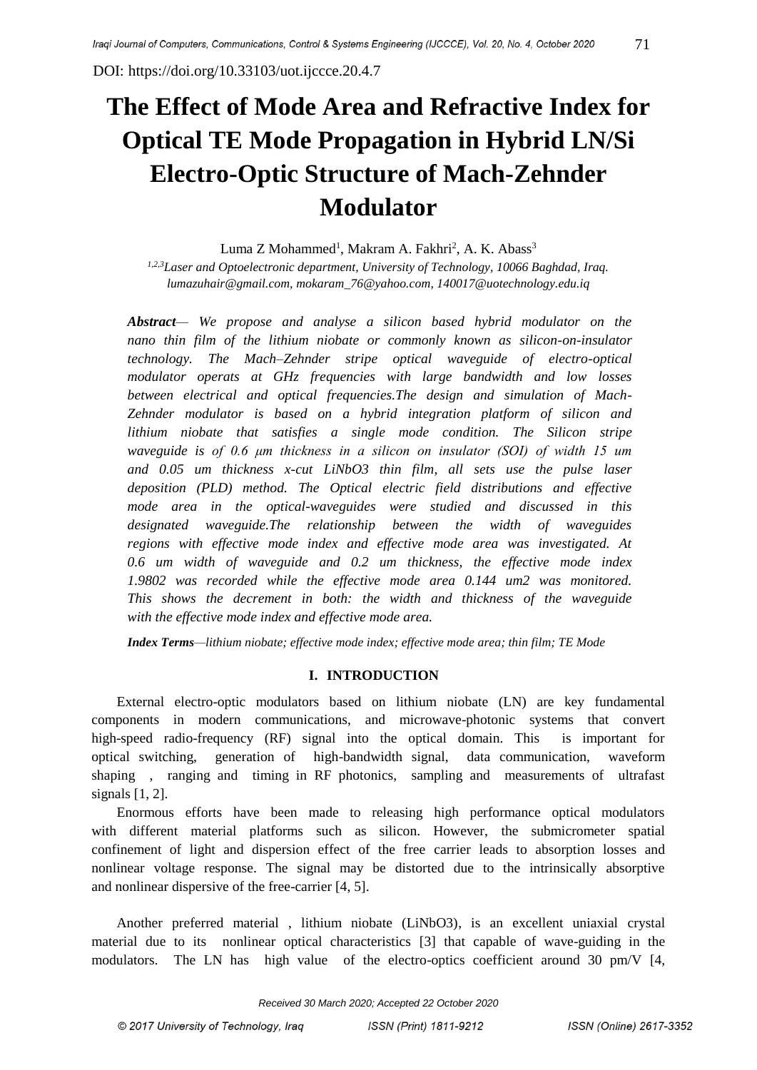DOI: https://doi.org/10.33103/uot.ijccce.20.4.7

# The Effect of Mode Area and Refractive Index for Optical TE Mode Propagation in Hybrid LN/Si Electro-Optic Structure of Mach-Zehnder Modulator

Luma Z Mohammed[1], Makram A. Fakhri[2], A. K. Abass[3]

*[1,2,3]Laser and Optoelectronic department, University of Technology, 10066 Baghdad, Iraq.*
*lumazuhair@gmail.com, mokaram_76@yahoo.com, 140017@uotechnology.edu.iq*

***Abstract***— *We propose and analyse a silicon based hybrid modulator on the nano thin film of the lithium niobate or commonly known as silicon-on-insulator technology. The Mach–Zehnder stripe optical waveguide of electro-optical modulator operats at GHz frequencies with large bandwidth and low losses between electrical and optical frequencies.The design and simulation of Mach-Zehnder modulator is based on a hybrid integration platform of silicon and lithium niobate that satisfies a single mode condition. The Silicon stripe waveguide is of 0.6 μm thickness in a silicon on insulator (SOI) of width 15 um and 0.05 um thickness x-cut LiNbO3 thin film, all sets use the pulse laser deposition (PLD) method. The Optical electric field distributions and effective mode area in the optical-waveguides were studied and discussed in this designated waveguide.The relationship between the width of waveguides regions with effective mode index and effective mode area was investigated. At 0.6 um width of waveguide and 0.2 um thickness, the effective mode index 1.9802 was recorded while the effective mode area 0.144 um2 was monitored. This shows the decrement in both: the width and thickness of the waveguide with the effective mode index and effective mode area.*

***Index Terms***—*lithium niobate; effective mode index; effective mode area; thin film; TE Mode*

## I. INTRODUCTION

External electro-optic modulators based on lithium niobate (LN) are key fundamental components in modern communications, and microwave-photonic systems that convert high-speed radio-frequency (RF) signal into the optical domain. This is important for optical switching, generation of high-bandwidth signal, data communication, waveform shaping , ranging and timing in RF photonics, sampling and measurements of ultrafast signals [1, 2].

Enormous efforts have been made to releasing high performance optical modulators with different material platforms such as silicon. However, the submicrometer spatial confinement of light and dispersion effect of the free carrier leads to absorption losses and nonlinear voltage response. The signal may be distorted due to the intrinsically absorptive and nonlinear dispersive of the free-carrier [4, 5].

Another preferred material , lithium niobate ($LiNbO_3$), is an excellent uniaxial crystal material due to its nonlinear optical characteristics [3] that capable of wave-guiding in the modulators. The LN has high value of the electro-optics coefficient around 30 pm/V [4,

Received 30 March 2020; Accepted 22 October 2020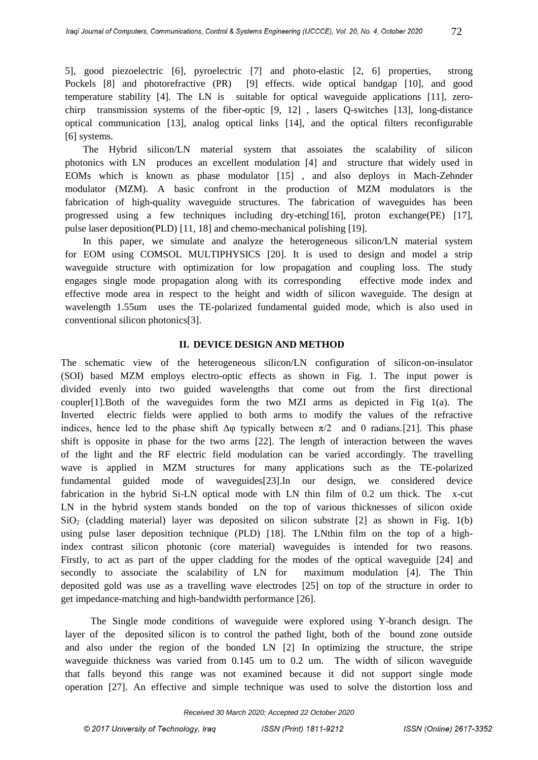5], good piezoelectric [6], pyroelectric [7] and photo-elastic [2, 6] properties, strong Pockels [8] and photorefractive (PR) [9] effects. wide optical bandgap [10], and good temperature stability [4]. The LN is suitable for optical waveguide applications [11], zero-chirp transmission systems of the fiber-optic [9, 12] , lasers Q-switches [13], long-distance optical communication [13], analog optical links [14], and the optical filters reconfigurable [6] systems.

The Hybrid silicon/LN material system that assoiates the scalability of silicon photonics with LN produces an excellent modulation [4] and structure that widely used in EOMs which is known as phase modulator [15] , and also deploys in Mach-Zehnder modulator (MZM). A basic confront in the production of MZM modulators is the fabrication of high-quality waveguide structures. The fabrication of waveguides has been progressed using a few techniques including dry-etching[16], proton exchange(PE) [17], pulse laser deposition(PLD) [11, 18] and chemo-mechanical polishing [19].

In this paper, we simulate and analyze the heterogeneous silicon/LN material system for EOM using COMSOL MULTIPHYSICS [20]. It is used to design and model a strip waveguide structure with optimization for low propagation and coupling loss. The study engages single mode propagation along with its corresponding effective mode index and effective mode area in respect to the height and width of silicon waveguide. The design at wavelength 1.55um uses the TE-polarized fundamental guided mode, which is also used in conventional silicon photonics[3].

## II. DEVICE DESIGN AND METHOD

The schematic view of the heterogeneous silicon/LN configuration of silicon-on-insulator (SOI) based MZM employs electro-optic effects as shown in Fig. 1. The input power is divided evenly into two guided wavelengths that come out from the first directional coupler[1].Both of the waveguides form the two MZI arms as depicted in Fig 1(a). The Inverted electric fields were applied to both arms to modify the values of the refractive indices, hence led to the phase shift $\Delta\varphi$ typically between $\pi/2$ and 0 radians.[21]. This phase shift is opposite in phase for the two arms [22]. The length of interaction between the waves of the light and the RF electric field modulation can be varied accordingly. The travelling wave is applied in MZM structures for many applications such as the TE-polarized fundamental guided mode of waveguides[23].In our design, we considered device fabrication in the hybrid Si-LN optical mode with LN thin film of 0.2 um thick. The x-cut LN in the hybrid system stands bonded on the top of various thicknesses of silicon oxide $SiO_2$ (cladding material) layer was deposited on silicon substrate [2] as shown in Fig. 1(b) using pulse laser deposition technique (PLD) [18]. The LNthin film on the top of a high-index contrast silicon photonic (core material) waveguides is intended for two reasons. Firstly, to act as part of the upper cladding for the modes of the optical waveguide [24] and secondly to associate the scalability of LN for maximum modulation [4]. The Thin deposited gold was use as a travelling wave electrodes [25] on top of the structure in order to get impedance-matching and high-bandwidth performance [26].

The Single mode conditions of waveguide were explored using Y-branch design. The layer of the deposited silicon is to control the pathed light, both of the bound zone outside and also under the region of the bonded LN [2] In optimizing the structure, the stripe waveguide thickness was varied from 0.145 um to 0.2 um. The width of silicon waveguide that falls beyond this range was not examined because it did not support single mode operation [27]. An effective and simple technique was used to solve the distortion loss and

Received 30 March 2020; Accepted 22 October 2020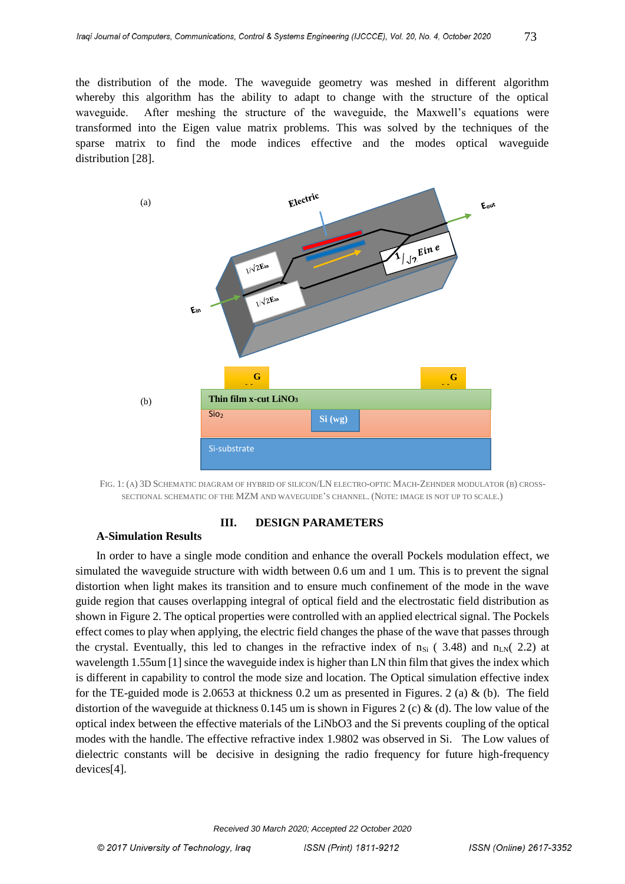the distribution of the mode. The waveguide geometry was meshed in different algorithm whereby this algorithm has the ability to adapt to change with the structure of the optical waveguide. After meshing the structure of the waveguide, the Maxwell's equations were transformed into the Eigen value matrix problems. This was solved by the techniques of the sparse matrix to find the mode indices effective and the modes optical waveguide distribution [28].

FIG. 1: (A) 3D SCHEMATIC DIAGRAM OF HYBRID OF SILICON/LN ELECTRO-OPTIC MACH-ZEHNDER MODULATOR (B) CROSS-SECTIONAL SCHEMATIC OF THE MZM AND WAVEGUIDE'S CHANNEL. (NOTE: IMAGE IS NOT UP TO SCALE.)

## III. DESIGN PARAMETERS

### A-Simulation Results

In order to have a single mode condition and enhance the overall Pockels modulation effect, we simulated the waveguide structure with width between 0.6 um and 1 um. This is to prevent the signal distortion when light makes its transition and to ensure much confinement of the mode in the wave guide region that causes overlapping integral of optical field and the electrostatic field distribution as shown in Figure 2. The optical properties were controlled with an applied electrical signal. The Pockels effect comes to play when applying, the electric field changes the phase of the wave that passes through the crystal. Eventually, this led to changes in the refractive index of $n_{Si}$ ( 3.48) and $n_{LN}$( 2.2) at wavelength 1.55um [1] since the waveguide index is higher than LN thin film that gives the index which is different in capability to control the mode size and location. The Optical simulation effective index for the TE-guided mode is 2.0653 at thickness 0.2 um as presented in Figures. 2 (a) & (b). The field distortion of the waveguide at thickness 0.145 um is shown in Figures 2 (c) & (d). The low value of the optical index between the effective materials of the LiNbO3 and the Si prevents coupling of the optical modes with the handle. The effective refractive index 1.9802 was observed in Si. The Low values of dielectric constants will be decisive in designing the radio frequency for future high-frequency devices[4].

Received 30 March 2020; Accepted 22 October 2020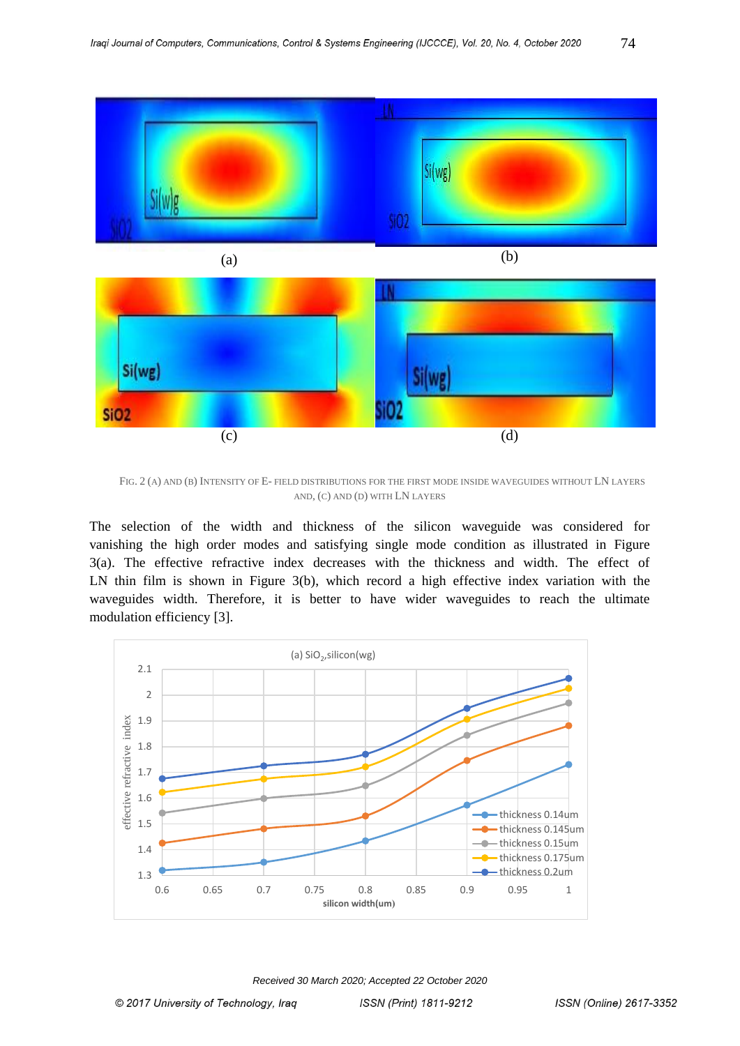FIG. 2 (A) AND (B) INTENSITY OF E- FIELD DISTRIBUTIONS FOR THE FIRST MODE INSIDE WAVEGUIDES WITHOUT LN LAYERS AND, (C) AND (D) WITH LN LAYERS

The selection of the width and thickness of the silicon waveguide was considered for vanishing the high order modes and satisfying single mode condition as illustrated in Figure 3(a). The effective refractive index decreases with the thickness and width. The effect of LN thin film is shown in Figure 3(b), which record a high effective index variation with the waveguides width. Therefore, it is better to have wider waveguides to reach the ultimate modulation efficiency [3].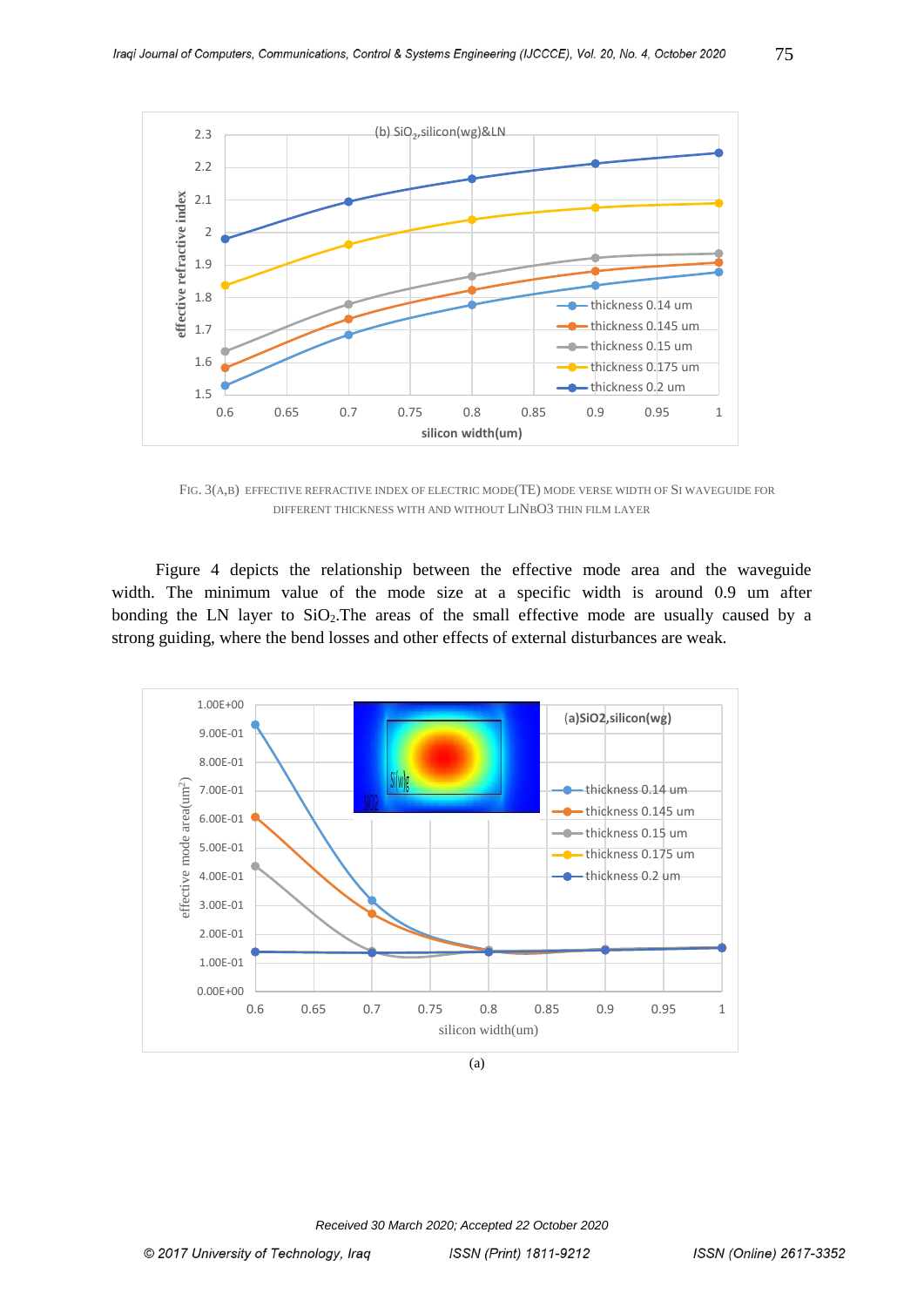FIG. 3(A,B) EFFECTIVE REFRACTIVE INDEX OF ELECTRIC MODE(TE) MODE VERSE WIDTH OF SI WAVEGUIDE FOR DIFFERENT THICKNESS WITH AND WITHOUT LINBO3 THIN FILM LAYER

Figure 4 depicts the relationship between the effective mode area and the waveguide width. The minimum value of the mode size at a specific width is around 0.9 um after bonding the LN layer to $SiO_2$.The areas of the small effective mode are usually caused by a strong guiding, where the bend losses and other effects of external disturbances are weak.

(a)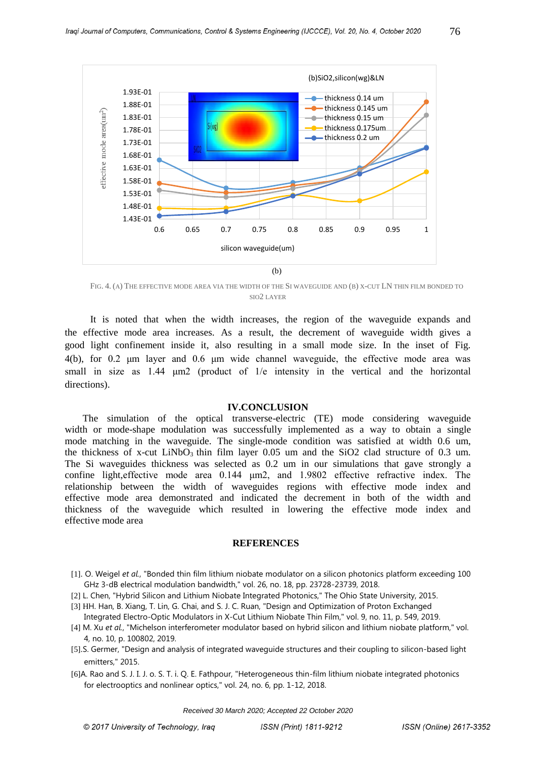(b)

FIG. 4. (A) THE EFFECTIVE MODE AREA VIA THE WIDTH OF THE SI WAVEGUIDE AND (B) X-CUT LN THIN FILM BONDED TO SIO2 LAYER

It is noted that when the width increases, the region of the waveguide expands and the effective mode area increases. As a result, the decrement of waveguide width gives a good light confinement inside it, also resulting in a small mode size. In the inset of Fig. 4(b), for 0.2 µm layer and 0.6 µm wide channel waveguide, the effective mode area was small in size as 1.44 µm2 (product of 1/e intensity in the vertical and the horizontal directions).

## IV.CONCLUSION

The simulation of the optical transverse-electric (TE) mode considering waveguide width or mode-shape modulation was successfully implemented as a way to obtain a single mode matching in the waveguide. The single-mode condition was satisfied at width 0.6 um, the thickness of x-cut $LiNbO_3$ thin film layer 0.05 um and the SiO2 clad structure of 0.3 um. The Si waveguides thickness was selected as 0.2 um in our simulations that gave strongly a confine light,effective mode area 0.144 µm2, and 1.9802 effective refractive index. The relationship between the width of waveguides regions with effective mode index and effective mode area demonstrated and indicated the decrement in both of the width and thickness of the waveguide which resulted in lowering the effective mode index and effective mode area

## REFERENCES

[1]. O. Weigel *et al.*, "Bonded thin film lithium niobate modulator on a silicon photonics platform exceeding 100 GHz 3-dB electrical modulation bandwidth," vol. 26, no. 18, pp. 23728-23739, 2018.

[2] L. Chen, "Hybrid Silicon and Lithium Niobate Integrated Photonics," The Ohio State University, 2015.

[3] HH. Han, B. Xiang, T. Lin, G. Chai, and S. J. C. Ruan, "Design and Optimization of Proton Exchanged Integrated Electro-Optic Modulators in X-Cut Lithium Niobate Thin Film," vol. 9, no. 11, p. 549, 2019.

[4] M. Xu *et al.*, "Michelson interferometer modulator based on hybrid silicon and lithium niobate platform," vol. 4, no. 10, p. 100802, 2019.

[5].S. Germer, "Design and analysis of integrated waveguide structures and their coupling to silicon-based light emitters," 2015.

[6]A. Rao and S. J. I. J. o. S. T. i. Q. E. Fathpour, "Heterogeneous thin-film lithium niobate integrated photonics for electrooptics and nonlinear optics," vol. 24, no. 6, pp. 1-12, 2018.

*Received 30 March 2020; Accepted 22 October 2020*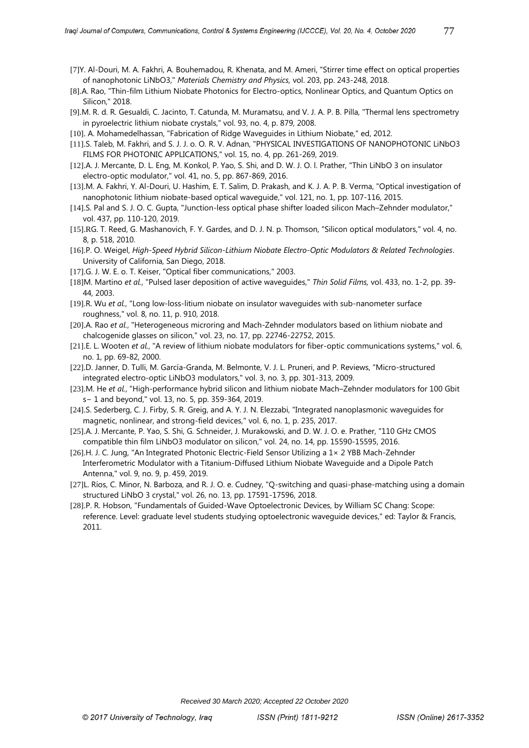[7]Y. Al-Douri, M. A. Fakhri, A. Bouhemadou, R. Khenata, and M. Ameri, "Stirrer time effect on optical properties of nanophotonic LiNbO3," *Materials Chemistry and Physics,* vol. 203, pp. 243-248, 2018.

[8].A. Rao, "Thin-film Lithium Niobate Photonics for Electro-optics, Nonlinear Optics, and Quantum Optics on Silicon," 2018.

[9].M. R. d. R. Gesualdi, C. Jacinto, T. Catunda, M. Muramatsu, and V. J. A. P. B. Pilla, "Thermal lens spectrometry in pyroelectric lithium niobate crystals," vol. 93, no. 4, p. 879, 2008.

[10]. A. Mohamedelhassan, "Fabrication of Ridge Waveguides in Lithium Niobate," ed, 2012.

[11].S. Taleb, M. Fakhri, and S. J. J. o. O. R. V. Adnan, "PHYSICAL INVESTIGATIONS OF NANOPHOTONIC LiNbO3 FILMS FOR PHOTONIC APPLICATIONS," vol. 15, no. 4, pp. 261-269, 2019.

[12].A. J. Mercante, D. L. Eng, M. Konkol, P. Yao, S. Shi, and D. W. J. O. l. Prather, "Thin LiNbO 3 on insulator electro-optic modulator," vol. 41, no. 5, pp. 867-869, 2016.

[13].M. A. Fakhri, Y. Al-Douri, U. Hashim, E. T. Salim, D. Prakash, and K. J. A. P. B. Verma, "Optical investigation of nanophotonic lithium niobate-based optical waveguide," vol. 121, no. 1, pp. 107-116, 2015.

[14].S. Pal and S. J. O. C. Gupta, "Junction-less optical phase shifter loaded silicon Mach–Zehnder modulator," vol. 437, pp. 110-120, 2019.

[15].RG. T. Reed, G. Mashanovich, F. Y. Gardes, and D. J. N. p. Thomson, "Silicon optical modulators," vol. 4, no. 8, p. 518, 2010.

[16].P. O. Weigel, *High-Speed Hybrid Silicon-Lithium Niobate Electro-Optic Modulators & Related Technologies*. University of California, San Diego, 2018.

[17].G. J. W. E. o. T. Keiser, "Optical fiber communications," 2003.

[18]M. Martino *et al.*, "Pulsed laser deposition of active waveguides," *Thin Solid Films,* vol. 433, no. 1-2, pp. 39-44, 2003.

[19].R. Wu *et al.*, "Long low-loss-litium niobate on insulator waveguides with sub-nanometer surface roughness," vol. 8, no. 11, p. 910, 2018.

[20].A. Rao *et al.*, "Heterogeneous microring and Mach-Zehnder modulators based on lithium niobate and chalcogenide glasses on silicon," vol. 23, no. 17, pp. 22746-22752, 2015.

[21].E. L. Wooten *et al.*, "A review of lithium niobate modulators for fiber-optic communications systems," vol. 6, no. 1, pp. 69-82, 2000.

[22].D. Janner, D. Tulli, M. García-Granda, M. Belmonte, V. J. L. Pruneri, and P. Reviews, "Micro-structured integrated electro-optic LiNbO3 modulators," vol. 3, no. 3, pp. 301-313, 2009.

[23].M. He *et al.*, "High-performance hybrid silicon and lithium niobate Mach–Zehnder modulators for 100 Gbit s− 1 and beyond," vol. 13, no. 5, pp. 359-364, 2019.

[24].S. Sederberg, C. J. Firby, S. R. Greig, and A. Y. J. N. Elezzabi, "Integrated nanoplasmonic waveguides for magnetic, nonlinear, and strong-field devices," vol. 6, no. 1, p. 235, 2017.

[25].A. J. Mercante, P. Yao, S. Shi, G. Schneider, J. Murakowski, and D. W. J. O. e. Prather, "110 GHz CMOS compatible thin film LiNbO3 modulator on silicon," vol. 24, no. 14, pp. 15590-15595, 2016.

[26].H. J. C. Jung, "An Integrated Photonic Electric-Field Sensor Utilizing a 1× 2 YBB Mach-Zehnder Interferometric Modulator with a Titanium-Diffused Lithium Niobate Waveguide and a Dipole Patch Antenna," vol. 9, no. 9, p. 459, 2019.

[27]L. Ríos, C. Minor, N. Barboza, and R. J. O. e. Cudney, "Q-switching and quasi-phase-matching using a domain structured LiNbO 3 crystal," vol. 26, no. 13, pp. 17591-17596, 2018.

[28].P. R. Hobson, "Fundamentals of Guided-Wave Optoelectronic Devices, by William SC Chang: Scope: reference. Level: graduate level students studying optoelectronic waveguide devices," ed: Taylor & Francis, 2011.

*Received 30 March 2020; Accepted 22 October 2020*